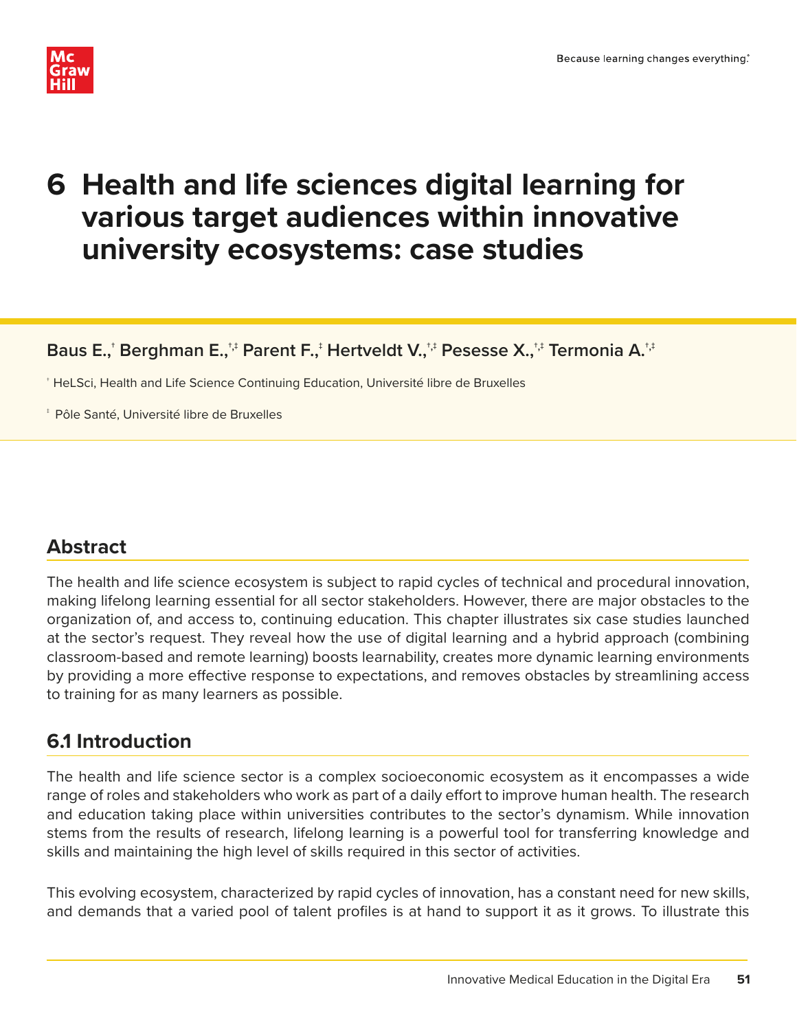# 6 Health and life sciences digital learning for various target audiences within innovative university ecosystems: case studies

**Baus E.,[†] Berghman E.,[†,‡] Parent F.,[‡] Hertveldt V.,[†,‡] Pesesse X.,[†,‡] Termonia A.[†,‡]**

[†] HeLSci, Health and Life Science Continuing Education, Université libre de Bruxelles

[‡] Pôle Santé, Université libre de Bruxelles

## Abstract

The health and life science ecosystem is subject to rapid cycles of technical and procedural innovation, making lifelong learning essential for all sector stakeholders. However, there are major obstacles to the organization of, and access to, continuing education. This chapter illustrates six case studies launched at the sector's request. They reveal how the use of digital learning and a hybrid approach (combining classroom-based and remote learning) boosts learnability, creates more dynamic learning environments by providing a more effective response to expectations, and removes obstacles by streamlining access to training for as many learners as possible.

## 6.1 Introduction

The health and life science sector is a complex socioeconomic ecosystem as it encompasses a wide range of roles and stakeholders who work as part of a daily effort to improve human health. The research and education taking place within universities contributes to the sector's dynamism. While innovation stems from the results of research, lifelong learning is a powerful tool for transferring knowledge and skills and maintaining the high level of skills required in this sector of activities.

This evolving ecosystem, characterized by rapid cycles of innovation, has a constant need for new skills, and demands that a varied pool of talent profiles is at hand to support it as it grows. To illustrate this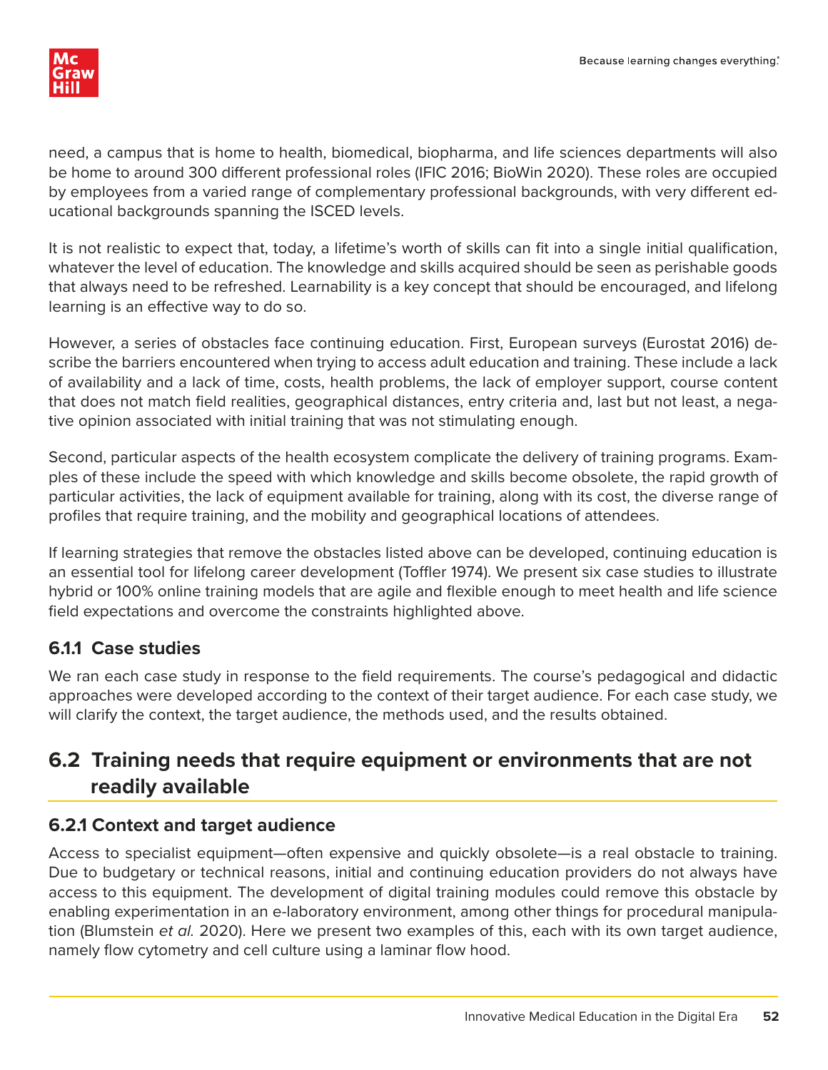need, a campus that is home to health, biomedical, biopharma, and life sciences departments will also be home to around 300 different professional roles (IFIC 2016; BioWin 2020). These roles are occupied by employees from a varied range of complementary professional backgrounds, with very different educational backgrounds spanning the ISCED levels.

It is not realistic to expect that, today, a lifetime's worth of skills can fit into a single initial qualification, whatever the level of education. The knowledge and skills acquired should be seen as perishable goods that always need to be refreshed. Learnability is a key concept that should be encouraged, and lifelong learning is an effective way to do so.

However, a series of obstacles face continuing education. First, European surveys (Eurostat 2016) describe the barriers encountered when trying to access adult education and training. These include a lack of availability and a lack of time, costs, health problems, the lack of employer support, course content that does not match field realities, geographical distances, entry criteria and, last but not least, a negative opinion associated with initial training that was not stimulating enough.

Second, particular aspects of the health ecosystem complicate the delivery of training programs. Examples of these include the speed with which knowledge and skills become obsolete, the rapid growth of particular activities, the lack of equipment available for training, along with its cost, the diverse range of profiles that require training, and the mobility and geographical locations of attendees.

If learning strategies that remove the obstacles listed above can be developed, continuing education is an essential tool for lifelong career development (Toffler 1974). We present six case studies to illustrate hybrid or 100% online training models that are agile and flexible enough to meet health and life science field expectations and overcome the constraints highlighted above.

### 6.1.1 Case studies

We ran each case study in response to the field requirements. The course's pedagogical and didactic approaches were developed according to the context of their target audience. For each case study, we will clarify the context, the target audience, the methods used, and the results obtained.

## 6.2 Training needs that require equipment or environments that are not readily available

### 6.2.1 Context and target audience

Access to specialist equipment—often expensive and quickly obsolete—is a real obstacle to training. Due to budgetary or technical reasons, initial and continuing education providers do not always have access to this equipment. The development of digital training modules could remove this obstacle by enabling experimentation in an e-laboratory environment, among other things for procedural manipulation (Blumstein *et al.* 2020). Here we present two examples of this, each with its own target audience, namely flow cytometry and cell culture using a laminar flow hood.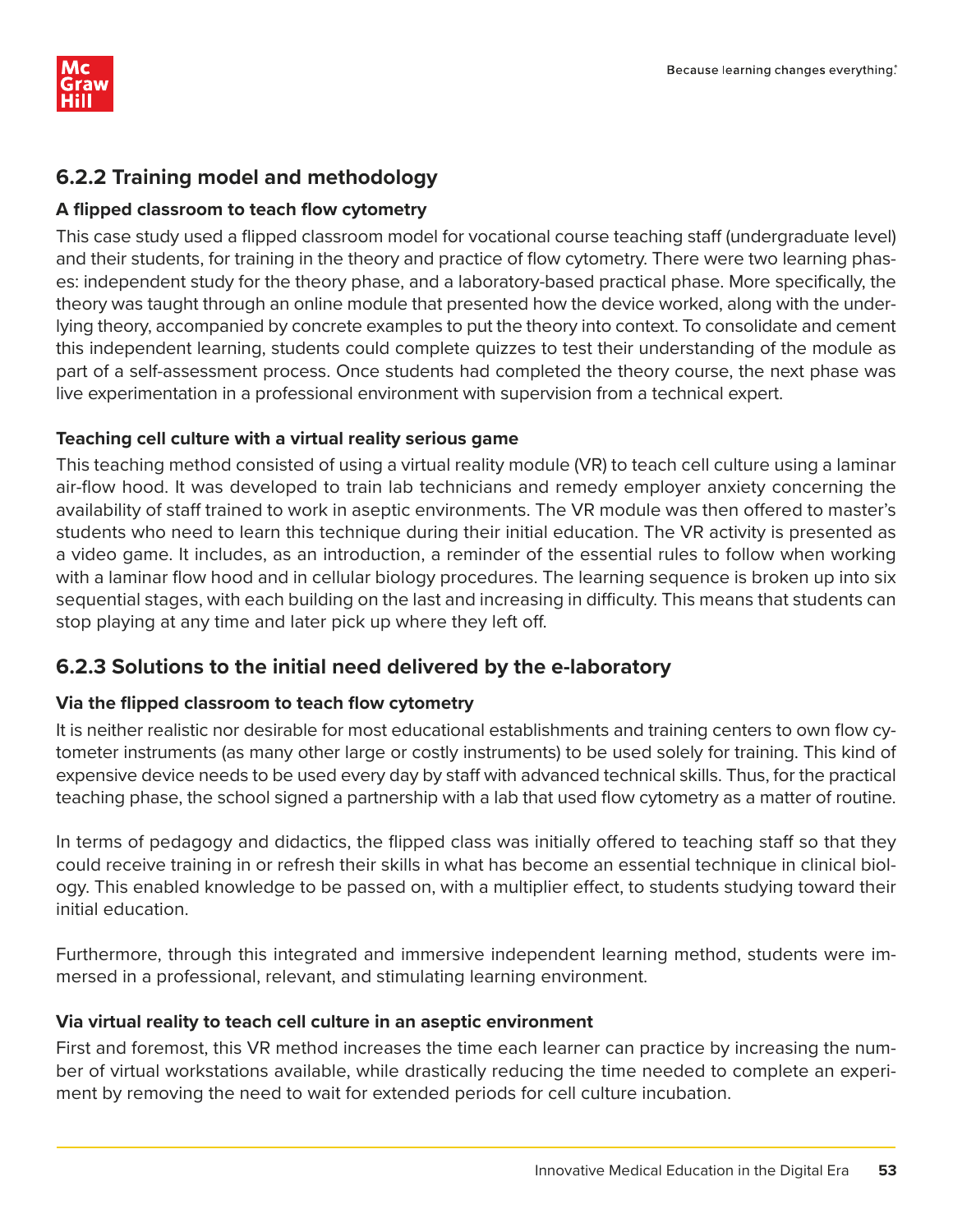## 6.2.2 Training model and methodology

### A flipped classroom to teach flow cytometry

This case study used a flipped classroom model for vocational course teaching staff (undergraduate level) and their students, for training in the theory and practice of flow cytometry. There were two learning phases: independent study for the theory phase, and a laboratory-based practical phase. More specifically, the theory was taught through an online module that presented how the device worked, along with the underlying theory, accompanied by concrete examples to put the theory into context. To consolidate and cement this independent learning, students could complete quizzes to test their understanding of the module as part of a self-assessment process. Once students had completed the theory course, the next phase was live experimentation in a professional environment with supervision from a technical expert.

### Teaching cell culture with a virtual reality serious game

This teaching method consisted of using a virtual reality module (VR) to teach cell culture using a laminar air-flow hood. It was developed to train lab technicians and remedy employer anxiety concerning the availability of staff trained to work in aseptic environments. The VR module was then offered to master's students who need to learn this technique during their initial education. The VR activity is presented as a video game. It includes, as an introduction, a reminder of the essential rules to follow when working with a laminar flow hood and in cellular biology procedures. The learning sequence is broken up into six sequential stages, with each building on the last and increasing in difficulty. This means that students can stop playing at any time and later pick up where they left off.

## 6.2.3 Solutions to the initial need delivered by the e-laboratory

### Via the flipped classroom to teach flow cytometry

It is neither realistic nor desirable for most educational establishments and training centers to own flow cytometer instruments (as many other large or costly instruments) to be used solely for training. This kind of expensive device needs to be used every day by staff with advanced technical skills. Thus, for the practical teaching phase, the school signed a partnership with a lab that used flow cytometry as a matter of routine.

In terms of pedagogy and didactics, the flipped class was initially offered to teaching staff so that they could receive training in or refresh their skills in what has become an essential technique in clinical biology. This enabled knowledge to be passed on, with a multiplier effect, to students studying toward their initial education.

Furthermore, through this integrated and immersive independent learning method, students were immersed in a professional, relevant, and stimulating learning environment.

### Via virtual reality to teach cell culture in an aseptic environment

First and foremost, this VR method increases the time each learner can practice by increasing the number of virtual workstations available, while drastically reducing the time needed to complete an experiment by removing the need to wait for extended periods for cell culture incubation.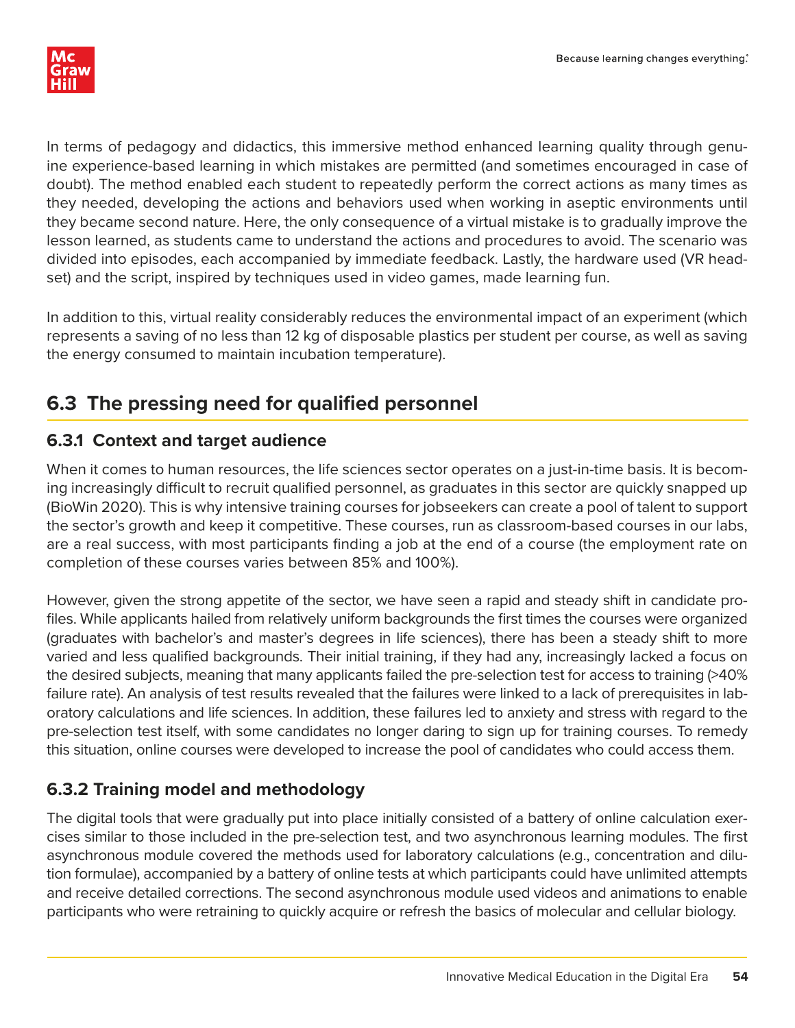In terms of pedagogy and didactics, this immersive method enhanced learning quality through genuine experience-based learning in which mistakes are permitted (and sometimes encouraged in case of doubt). The method enabled each student to repeatedly perform the correct actions as many times as they needed, developing the actions and behaviors used when working in aseptic environments until they became second nature. Here, the only consequence of a virtual mistake is to gradually improve the lesson learned, as students came to understand the actions and procedures to avoid. The scenario was divided into episodes, each accompanied by immediate feedback. Lastly, the hardware used (VR headset) and the script, inspired by techniques used in video games, made learning fun.

In addition to this, virtual reality considerably reduces the environmental impact of an experiment (which represents a saving of no less than 12 kg of disposable plastics per student per course, as well as saving the energy consumed to maintain incubation temperature).

## 6.3 The pressing need for qualified personnel

### 6.3.1 Context and target audience

When it comes to human resources, the life sciences sector operates on a just-in-time basis. It is becoming increasingly difficult to recruit qualified personnel, as graduates in this sector are quickly snapped up (BioWin 2020). This is why intensive training courses for jobseekers can create a pool of talent to support the sector's growth and keep it competitive. These courses, run as classroom-based courses in our labs, are a real success, with most participants finding a job at the end of a course (the employment rate on completion of these courses varies between 85% and 100%).

However, given the strong appetite of the sector, we have seen a rapid and steady shift in candidate profiles. While applicants hailed from relatively uniform backgrounds the first times the courses were organized (graduates with bachelor's and master's degrees in life sciences), there has been a steady shift to more varied and less qualified backgrounds. Their initial training, if they had any, increasingly lacked a focus on the desired subjects, meaning that many applicants failed the pre-selection test for access to training (>40% failure rate). An analysis of test results revealed that the failures were linked to a lack of prerequisites in laboratory calculations and life sciences. In addition, these failures led to anxiety and stress with regard to the pre-selection test itself, with some candidates no longer daring to sign up for training courses. To remedy this situation, online courses were developed to increase the pool of candidates who could access them.

### 6.3.2 Training model and methodology

The digital tools that were gradually put into place initially consisted of a battery of online calculation exercises similar to those included in the pre-selection test, and two asynchronous learning modules. The first asynchronous module covered the methods used for laboratory calculations (e.g., concentration and dilution formulae), accompanied by a battery of online tests at which participants could have unlimited attempts and receive detailed corrections. The second asynchronous module used videos and animations to enable participants who were retraining to quickly acquire or refresh the basics of molecular and cellular biology.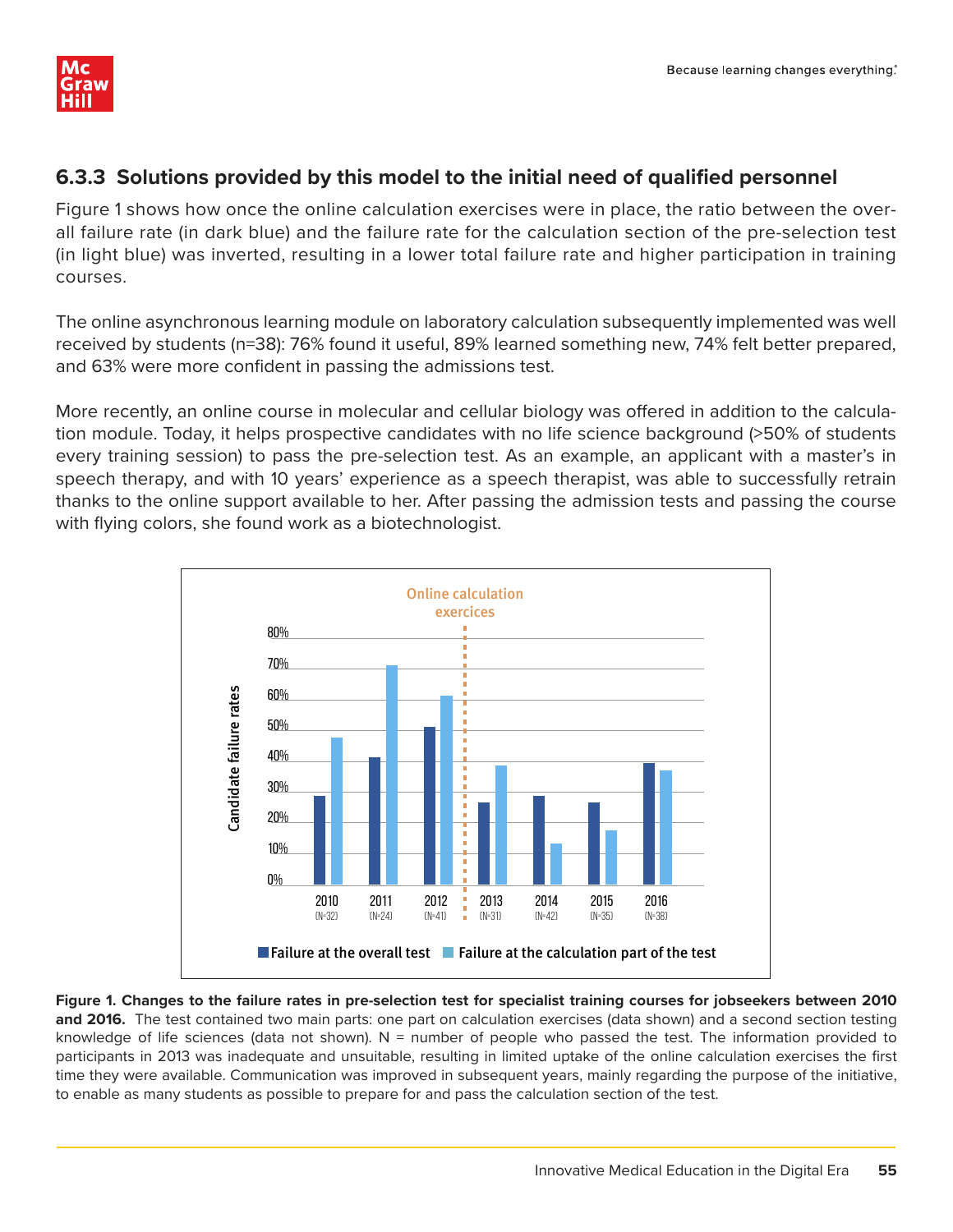### 6.3.3 Solutions provided by this model to the initial need of qualified personnel

Figure 1 shows how once the online calculation exercises were in place, the ratio between the overall failure rate (in dark blue) and the failure rate for the calculation section of the pre-selection test (in light blue) was inverted, resulting in a lower total failure rate and higher participation in training courses.

The online asynchronous learning module on laboratory calculation subsequently implemented was well received by students (n=38): 76% found it useful, 89% learned something new, 74% felt better prepared, and 63% were more confident in passing the admissions test.

More recently, an online course in molecular and cellular biology was offered in addition to the calculation module. Today, it helps prospective candidates with no life science background (>50% of students every training session) to pass the pre-selection test. As an example, an applicant with a master's in speech therapy, and with 10 years' experience as a speech therapist, was able to successfully retrain thanks to the online support available to her. After passing the admission tests and passing the course with flying colors, she found work as a biotechnologist.

**Figure 1. Changes to the failure rates in pre-selection test for specialist training courses for jobseekers between 2010 and 2016.** The test contained two main parts: one part on calculation exercises (data shown) and a second section testing knowledge of life sciences (data not shown). N = number of people who passed the test. The information provided to participants in 2013 was inadequate and unsuitable, resulting in limited uptake of the online calculation exercises the first time they were available. Communication was improved in subsequent years, mainly regarding the purpose of the initiative, to enable as many students as possible to prepare for and pass the calculation section of the test.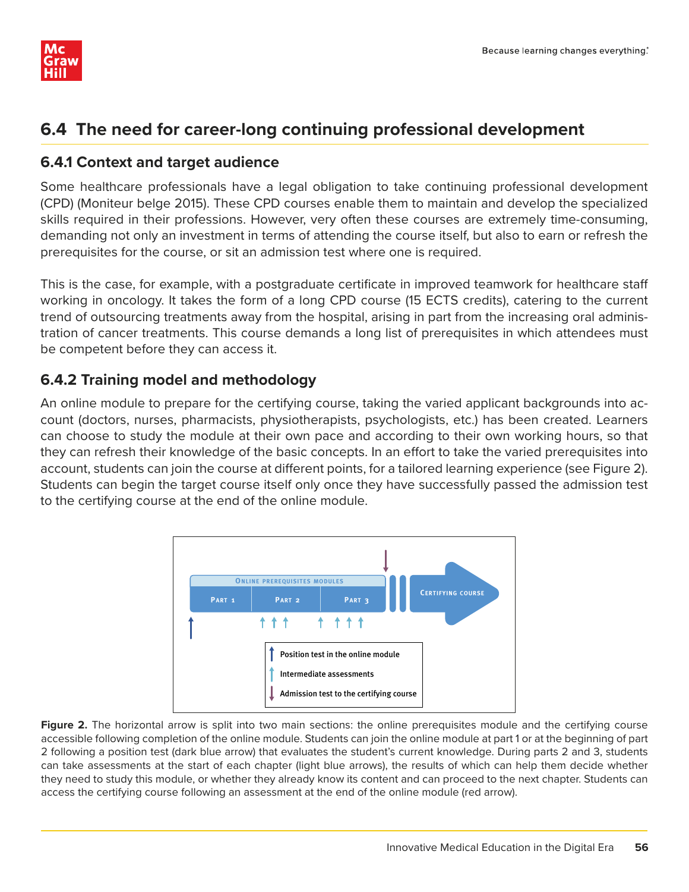## 6.4 The need for career-long continuing professional development

### 6.4.1 Context and target audience

Some healthcare professionals have a legal obligation to take continuing professional development (CPD) (Moniteur belge 2015). These CPD courses enable them to maintain and develop the specialized skills required in their professions. However, very often these courses are extremely time-consuming, demanding not only an investment in terms of attending the course itself, but also to earn or refresh the prerequisites for the course, or sit an admission test where one is required.

This is the case, for example, with a postgraduate certificate in improved teamwork for healthcare staff working in oncology. It takes the form of a long CPD course (15 ECTS credits), catering to the current trend of outsourcing treatments away from the hospital, arising in part from the increasing oral administration of cancer treatments. This course demands a long list of prerequisites in which attendees must be competent before they can access it.

### 6.4.2 Training model and methodology

An online module to prepare for the certifying course, taking the varied applicant backgrounds into account (doctors, nurses, pharmacists, physiotherapists, psychologists, etc.) has been created. Learners can choose to study the module at their own pace and according to their own working hours, so that they can refresh their knowledge of the basic concepts. In an effort to take the varied prerequisites into account, students can join the course at different points, for a tailored learning experience (see Figure 2). Students can begin the target course itself only once they have successfully passed the admission test to the certifying course at the end of the online module.

**Figure 2.** The horizontal arrow is split into two main sections: the online prerequisites module and the certifying course accessible following completion of the online module. Students can join the online module at part 1 or at the beginning of part 2 following a position test (dark blue arrow) that evaluates the student's current knowledge. During parts 2 and 3, students can take assessments at the start of each chapter (light blue arrows), the results of which can help them decide whether they need to study this module, or whether they already know its content and can proceed to the next chapter. Students can access the certifying course following an assessment at the end of the online module (red arrow).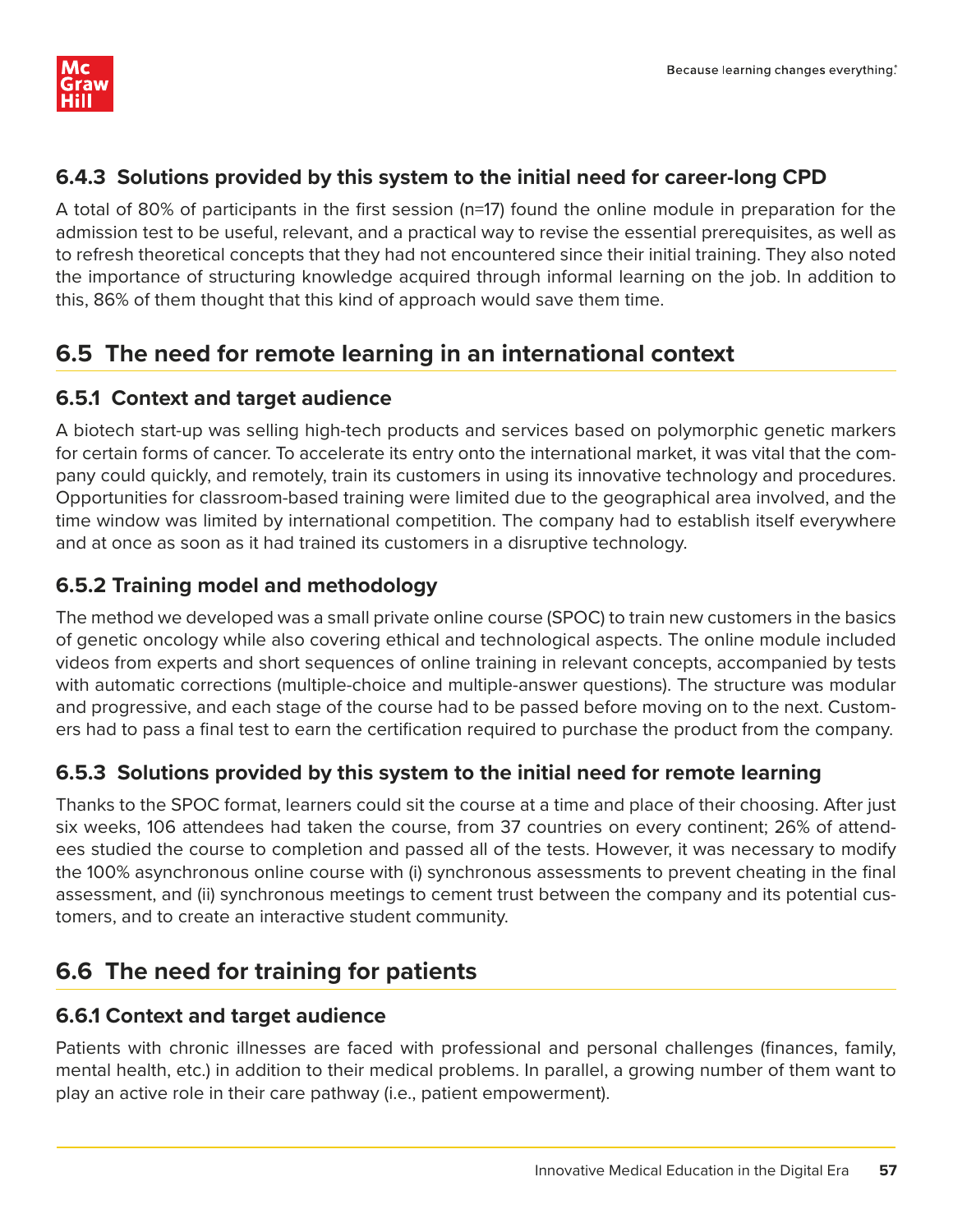### 6.4.3 Solutions provided by this system to the initial need for career-long CPD

A total of 80% of participants in the first session (n=17) found the online module in preparation for the admission test to be useful, relevant, and a practical way to revise the essential prerequisites, as well as to refresh theoretical concepts that they had not encountered since their initial training. They also noted the importance of structuring knowledge acquired through informal learning on the job. In addition to this, 86% of them thought that this kind of approach would save them time.

## 6.5 The need for remote learning in an international context

### 6.5.1 Context and target audience

A biotech start-up was selling high-tech products and services based on polymorphic genetic markers for certain forms of cancer. To accelerate its entry onto the international market, it was vital that the company could quickly, and remotely, train its customers in using its innovative technology and procedures. Opportunities for classroom-based training were limited due to the geographical area involved, and the time window was limited by international competition. The company had to establish itself everywhere and at once as soon as it had trained its customers in a disruptive technology.

### 6.5.2 Training model and methodology

The method we developed was a small private online course (SPOC) to train new customers in the basics of genetic oncology while also covering ethical and technological aspects. The online module included videos from experts and short sequences of online training in relevant concepts, accompanied by tests with automatic corrections (multiple-choice and multiple-answer questions). The structure was modular and progressive, and each stage of the course had to be passed before moving on to the next. Customers had to pass a final test to earn the certification required to purchase the product from the company.

### 6.5.3 Solutions provided by this system to the initial need for remote learning

Thanks to the SPOC format, learners could sit the course at a time and place of their choosing. After just six weeks, 106 attendees had taken the course, from 37 countries on every continent; 26% of attendees studied the course to completion and passed all of the tests. However, it was necessary to modify the 100% asynchronous online course with (i) synchronous assessments to prevent cheating in the final assessment, and (ii) synchronous meetings to cement trust between the company and its potential customers, and to create an interactive student community.

## 6.6 The need for training for patients

### 6.6.1 Context and target audience

Patients with chronic illnesses are faced with professional and personal challenges (finances, family, mental health, etc.) in addition to their medical problems. In parallel, a growing number of them want to play an active role in their care pathway (i.e., patient empowerment).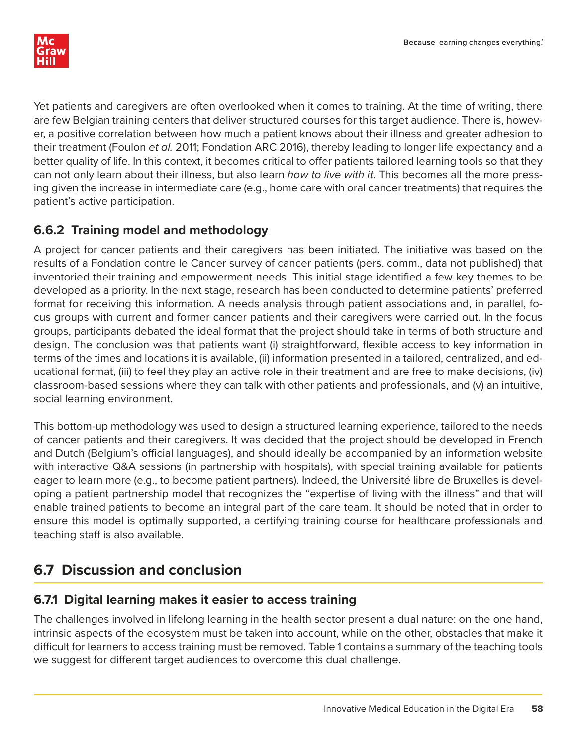Yet patients and caregivers are often overlooked when it comes to training. At the time of writing, there are few Belgian training centers that deliver structured courses for this target audience. There is, however, a positive correlation between how much a patient knows about their illness and greater adhesion to their treatment (Foulon *et al.* 2011; Fondation ARC 2016), thereby leading to longer life expectancy and a better quality of life. In this context, it becomes critical to offer patients tailored learning tools so that they can not only learn about their illness, but also learn *how to live with it*. This becomes all the more pressing given the increase in intermediate care (e.g., home care with oral cancer treatments) that requires the patient's active participation.

### 6.6.2 Training model and methodology

A project for cancer patients and their caregivers has been initiated. The initiative was based on the results of a Fondation contre le Cancer survey of cancer patients (pers. comm., data not published) that inventoried their training and empowerment needs. This initial stage identified a few key themes to be developed as a priority. In the next stage, research has been conducted to determine patients' preferred format for receiving this information. A needs analysis through patient associations and, in parallel, focus groups with current and former cancer patients and their caregivers were carried out. In the focus groups, participants debated the ideal format that the project should take in terms of both structure and design. The conclusion was that patients want (i) straightforward, flexible access to key information in terms of the times and locations it is available, (ii) information presented in a tailored, centralized, and educational format, (iii) to feel they play an active role in their treatment and are free to make decisions, (iv) classroom-based sessions where they can talk with other patients and professionals, and (v) an intuitive, social learning environment.

This bottom-up methodology was used to design a structured learning experience, tailored to the needs of cancer patients and their caregivers. It was decided that the project should be developed in French and Dutch (Belgium's official languages), and should ideally be accompanied by an information website with interactive Q&A sessions (in partnership with hospitals), with special training available for patients eager to learn more (e.g., to become patient partners). Indeed, the Université libre de Bruxelles is developing a patient partnership model that recognizes the "expertise of living with the illness" and that will enable trained patients to become an integral part of the care team. It should be noted that in order to ensure this model is optimally supported, a certifying training course for healthcare professionals and teaching staff is also available.

## 6.7 Discussion and conclusion

### 6.7.1 Digital learning makes it easier to access training

The challenges involved in lifelong learning in the health sector present a dual nature: on the one hand, intrinsic aspects of the ecosystem must be taken into account, while on the other, obstacles that make it difficult for learners to access training must be removed. Table 1 contains a summary of the teaching tools we suggest for different target audiences to overcome this dual challenge.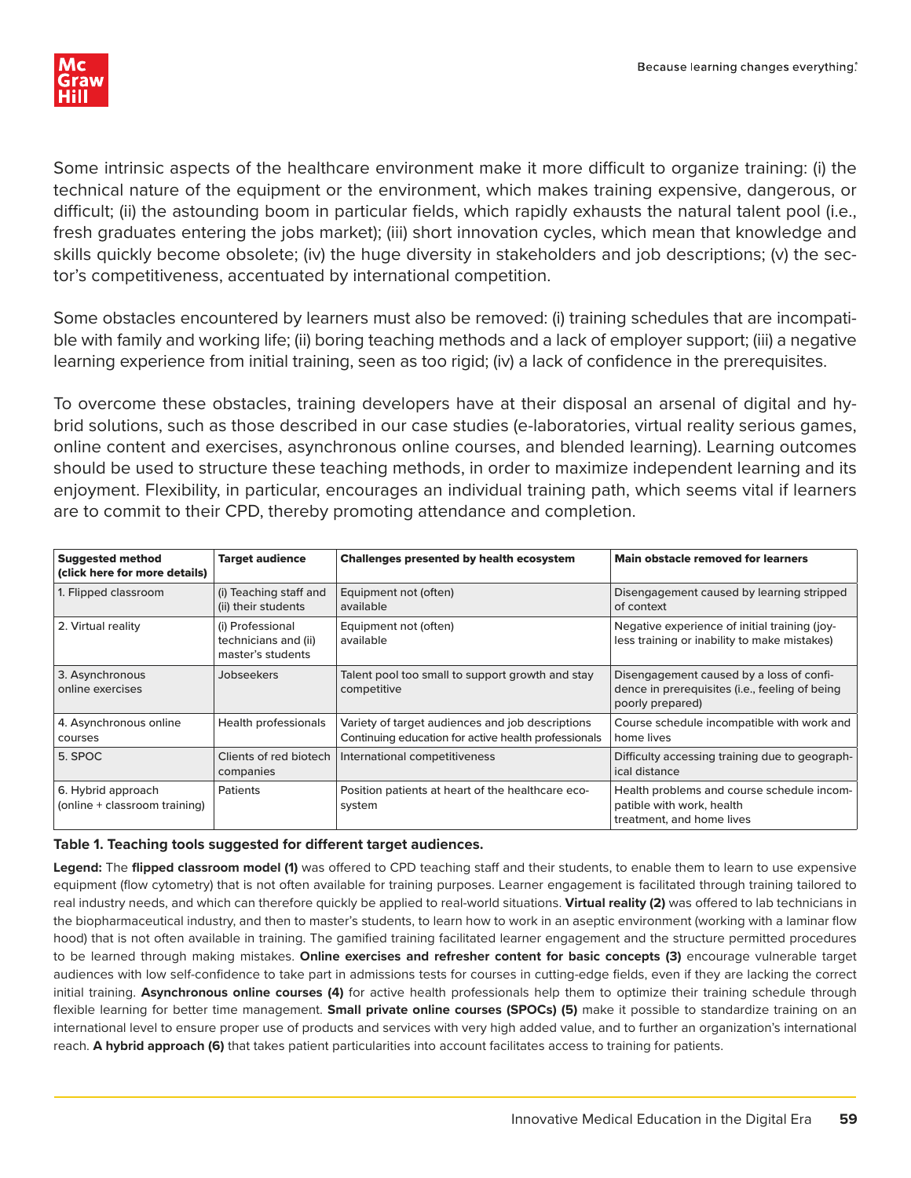Some intrinsic aspects of the healthcare environment make it more difficult to organize training: (i) the technical nature of the equipment or the environment, which makes training expensive, dangerous, or difficult; (ii) the astounding boom in particular fields, which rapidly exhausts the natural talent pool (i.e., fresh graduates entering the jobs market); (iii) short innovation cycles, which mean that knowledge and skills quickly become obsolete; (iv) the huge diversity in stakeholders and job descriptions; (v) the sector's competitiveness, accentuated by international competition.

Some obstacles encountered by learners must also be removed: (i) training schedules that are incompatible with family and working life; (ii) boring teaching methods and a lack of employer support; (iii) a negative learning experience from initial training, seen as too rigid; (iv) a lack of confidence in the prerequisites.

To overcome these obstacles, training developers have at their disposal an arsenal of digital and hybrid solutions, such as those described in our case studies (e-laboratories, virtual reality serious games, online content and exercises, asynchronous online courses, and blended learning). Learning outcomes should be used to structure these teaching methods, in order to maximize independent learning and its enjoyment. Flexibility, in particular, encourages an individual training path, which seems vital if learners are to commit to their CPD, thereby promoting attendance and completion.

| Suggested method (click here for more details) | Target audience | Challenges presented by health ecosystem | Main obstacle removed for learners |
|---|---|---|---|
| 1. Flipped classroom | (i) Teaching staff and (ii) their students | Equipment not (often) available | Disengagement caused by learning stripped of context |
| 2. Virtual reality | (i) Professional technicians and (ii) master's students | Equipment not (often) available | Negative experience of initial training (joyless training or inability to make mistakes) |
| 3. Asynchronous online exercises | Jobseekers | Talent pool too small to support growth and stay competitive | Disengagement caused by a loss of confidence in prerequisites (i.e., feeling of being poorly prepared) |
| 4. Asynchronous online courses | Health professionals | Variety of target audiences and job descriptions Continuing education for active health professionals | Course schedule incompatible with work and home lives |
| 5. SPOC | Clients of red biotech companies | International competitiveness | Difficulty accessing training due to geographical distance |
| 6. Hybrid approach (online + classroom training) | Patients | Position patients at heart of the healthcare ecosystem | Health problems and course schedule incompatible with work, health treatment, and home lives |

**Table 1. Teaching tools suggested for different target audiences.**

**Legend:** The **flipped classroom model (1)** was offered to CPD teaching staff and their students, to enable them to learn to use expensive equipment (flow cytometry) that is not often available for training purposes. Learner engagement is facilitated through training tailored to real industry needs, and which can therefore quickly be applied to real-world situations. **Virtual reality (2)** was offered to lab technicians in the biopharmaceutical industry, and then to master's students, to learn how to work in an aseptic environment (working with a laminar flow hood) that is not often available in training. The gamified training facilitated learner engagement and the structure permitted procedures to be learned through making mistakes. **Online exercises and refresher content for basic concepts (3)** encourage vulnerable target audiences with low self-confidence to take part in admissions tests for courses in cutting-edge fields, even if they are lacking the correct initial training. **Asynchronous online courses (4)** for active health professionals help them to optimize their training schedule through flexible learning for better time management. **Small private online courses (SPOCs) (5)** make it possible to standardize training on an international level to ensure proper use of products and services with very high added value, and to further an organization's international reach. **A hybrid approach (6)** that takes patient particularities into account facilitates access to training for patients.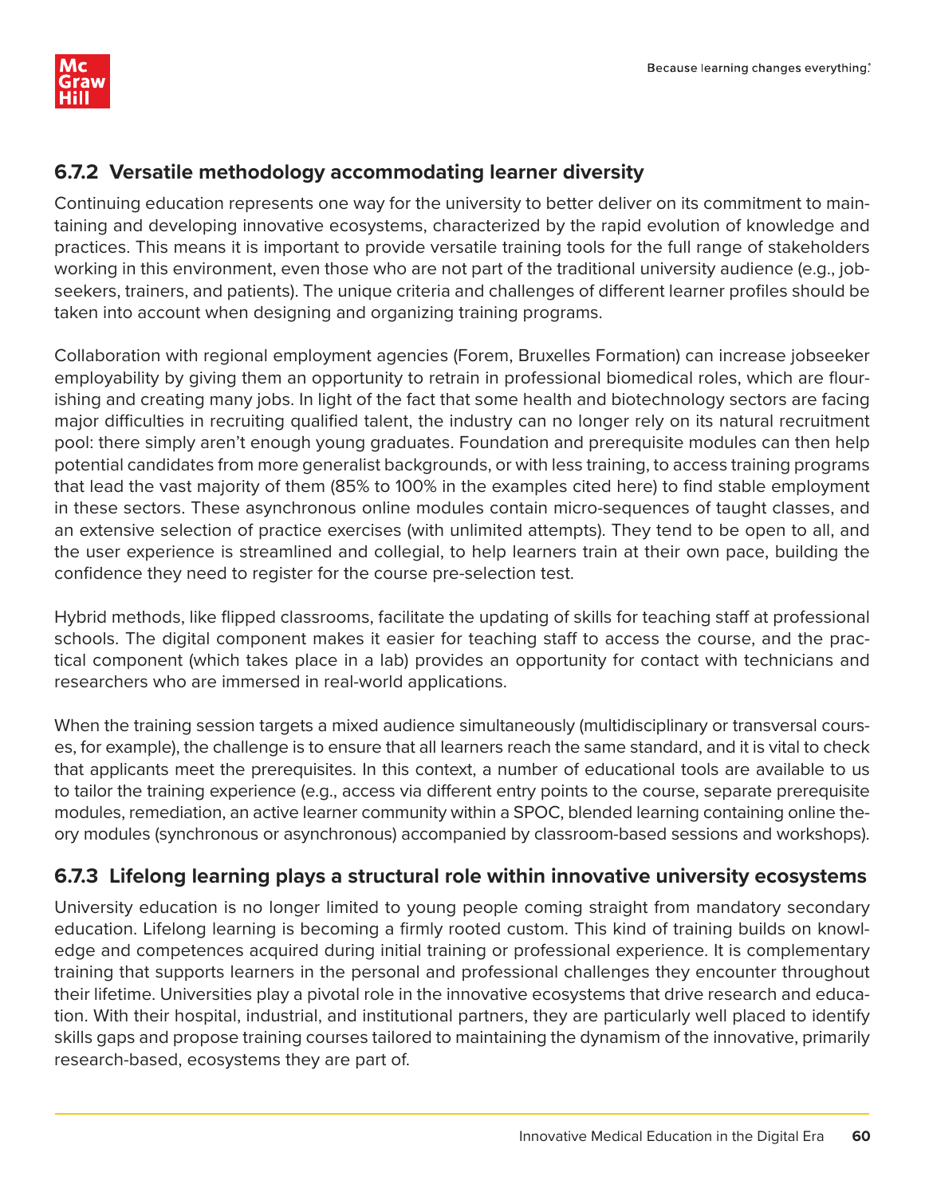### 6.7.2 Versatile methodology accommodating learner diversity

Continuing education represents one way for the university to better deliver on its commitment to maintaining and developing innovative ecosystems, characterized by the rapid evolution of knowledge and practices. This means it is important to provide versatile training tools for the full range of stakeholders working in this environment, even those who are not part of the traditional university audience (e.g., jobseekers, trainers, and patients). The unique criteria and challenges of different learner profiles should be taken into account when designing and organizing training programs.

Collaboration with regional employment agencies (Forem, Bruxelles Formation) can increase jobseeker employability by giving them an opportunity to retrain in professional biomedical roles, which are flourishing and creating many jobs. In light of the fact that some health and biotechnology sectors are facing major difficulties in recruiting qualified talent, the industry can no longer rely on its natural recruitment pool: there simply aren't enough young graduates. Foundation and prerequisite modules can then help potential candidates from more generalist backgrounds, or with less training, to access training programs that lead the vast majority of them (85% to 100% in the examples cited here) to find stable employment in these sectors. These asynchronous online modules contain micro-sequences of taught classes, and an extensive selection of practice exercises (with unlimited attempts). They tend to be open to all, and the user experience is streamlined and collegial, to help learners train at their own pace, building the confidence they need to register for the course pre-selection test.

Hybrid methods, like flipped classrooms, facilitate the updating of skills for teaching staff at professional schools. The digital component makes it easier for teaching staff to access the course, and the practical component (which takes place in a lab) provides an opportunity for contact with technicians and researchers who are immersed in real-world applications.

When the training session targets a mixed audience simultaneously (multidisciplinary or transversal courses, for example), the challenge is to ensure that all learners reach the same standard, and it is vital to check that applicants meet the prerequisites. In this context, a number of educational tools are available to us to tailor the training experience (e.g., access via different entry points to the course, separate prerequisite modules, remediation, an active learner community within a SPOC, blended learning containing online theory modules (synchronous or asynchronous) accompanied by classroom-based sessions and workshops).

### 6.7.3 Lifelong learning plays a structural role within innovative university ecosystems

University education is no longer limited to young people coming straight from mandatory secondary education. Lifelong learning is becoming a firmly rooted custom. This kind of training builds on knowledge and competences acquired during initial training or professional experience. It is complementary training that supports learners in the personal and professional challenges they encounter throughout their lifetime. Universities play a pivotal role in the innovative ecosystems that drive research and education. With their hospital, industrial, and institutional partners, they are particularly well placed to identify skills gaps and propose training courses tailored to maintaining the dynamism of the innovative, primarily research-based, ecosystems they are part of.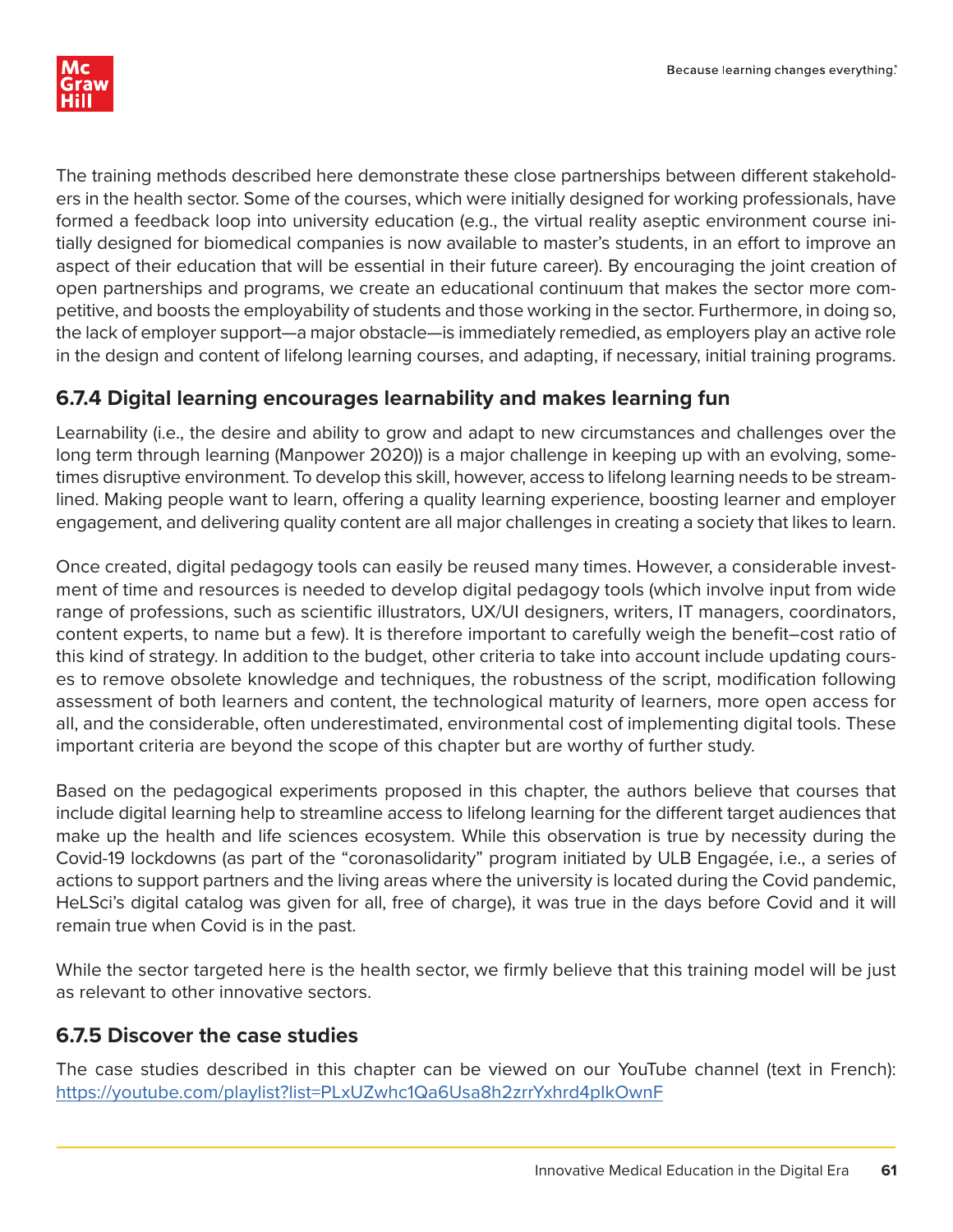The training methods described here demonstrate these close partnerships between different stakeholders in the health sector. Some of the courses, which were initially designed for working professionals, have formed a feedback loop into university education (e.g., the virtual reality aseptic environment course initially designed for biomedical companies is now available to master's students, in an effort to improve an aspect of their education that will be essential in their future career). By encouraging the joint creation of open partnerships and programs, we create an educational continuum that makes the sector more competitive, and boosts the employability of students and those working in the sector. Furthermore, in doing so, the lack of employer support—a major obstacle—is immediately remedied, as employers play an active role in the design and content of lifelong learning courses, and adapting, if necessary, initial training programs.

### 6.7.4 Digital learning encourages learnability and makes learning fun

Learnability (i.e., the desire and ability to grow and adapt to new circumstances and challenges over the long term through learning (Manpower 2020)) is a major challenge in keeping up with an evolving, sometimes disruptive environment. To develop this skill, however, access to lifelong learning needs to be streamlined. Making people want to learn, offering a quality learning experience, boosting learner and employer engagement, and delivering quality content are all major challenges in creating a society that likes to learn.

Once created, digital pedagogy tools can easily be reused many times. However, a considerable investment of time and resources is needed to develop digital pedagogy tools (which involve input from wide range of professions, such as scientific illustrators, UX/UI designers, writers, IT managers, coordinators, content experts, to name but a few). It is therefore important to carefully weigh the benefit–cost ratio of this kind of strategy. In addition to the budget, other criteria to take into account include updating courses to remove obsolete knowledge and techniques, the robustness of the script, modification following assessment of both learners and content, the technological maturity of learners, more open access for all, and the considerable, often underestimated, environmental cost of implementing digital tools. These important criteria are beyond the scope of this chapter but are worthy of further study.

Based on the pedagogical experiments proposed in this chapter, the authors believe that courses that include digital learning help to streamline access to lifelong learning for the different target audiences that make up the health and life sciences ecosystem. While this observation is true by necessity during the Covid-19 lockdowns (as part of the "coronasolidarity" program initiated by ULB Engagée, i.e., a series of actions to support partners and the living areas where the university is located during the Covid pandemic, HeLSci's digital catalog was given for all, free of charge), it was true in the days before Covid and it will remain true when Covid is in the past.

While the sector targeted here is the health sector, we firmly believe that this training model will be just as relevant to other innovative sectors.

### 6.7.5 Discover the case studies

The case studies described in this chapter can be viewed on our YouTube channel (text in French): https://youtube.com/playlist?list=PLxUZwhc1Qa6Usa8h2zrrYxhrd4pIkOwnF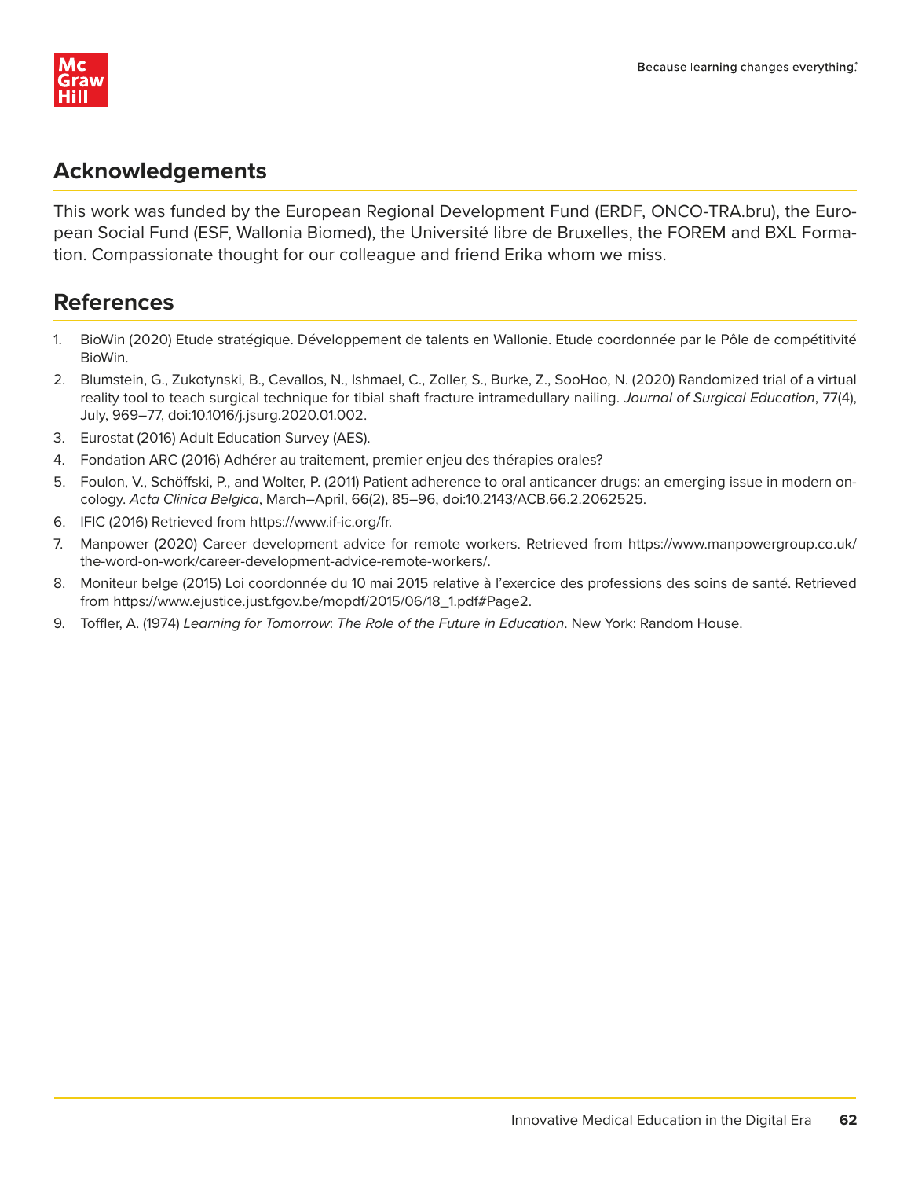## Acknowledgements

This work was funded by the European Regional Development Fund (ERDF, ONCO-TRA.bru), the European Social Fund (ESF, Wallonia Biomed), the Université libre de Bruxelles, the FOREM and BXL Formation. Compassionate thought for our colleague and friend Erika whom we miss.

## References

1. BioWin (2020) Etude stratégique. Développement de talents en Wallonie. Etude coordonnée par le Pôle de compétitivité BioWin.
2. Blumstein, G., Zukotynski, B., Cevallos, N., Ishmael, C., Zoller, S., Burke, Z., SooHoo, N. (2020) Randomized trial of a virtual reality tool to teach surgical technique for tibial shaft fracture intramedullary nailing. *Journal of Surgical Education*, 77(4), July, 969–77, doi:10.1016/j.jsurg.2020.01.002.
3. Eurostat (2016) Adult Education Survey (AES).
4. Fondation ARC (2016) Adhérer au traitement, premier enjeu des thérapies orales?
5. Foulon, V., Schöffski, P., and Wolter, P. (2011) Patient adherence to oral anticancer drugs: an emerging issue in modern oncology. *Acta Clinica Belgica*, March–April, 66(2), 85–96, doi:10.2143/ACB.66.2.2062525.
6. IFIC (2016) Retrieved from https://www.if-ic.org/fr.
7. Manpower (2020) Career development advice for remote workers. Retrieved from https://www.manpowergroup.co.uk/the-word-on-work/career-development-advice-remote-workers/.
8. Moniteur belge (2015) Loi coordonnée du 10 mai 2015 relative à l'exercice des professions des soins de santé. Retrieved from https://www.ejustice.just.fgov.be/mopdf/2015/06/18_1.pdf#Page2.
9. Toffler, A. (1974) *Learning for Tomorrow*: *The Role of the Future in Education*. New York: Random House.